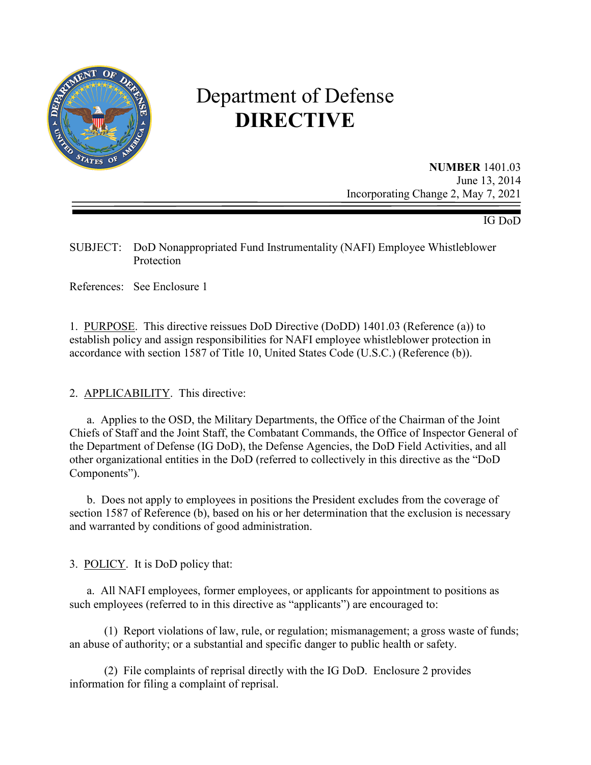# Department of Defense
# **DIRECTIVE**

**NUMBER** 1401.03
June 13, 2014
Incorporating Change 2, May 7, 2021

IG DoD

SUBJECT: DoD Nonappropriated Fund Instrumentality (NAFI) Employee Whistleblower Protection

References: See Enclosure 1

1. PURPOSE. This directive reissues DoD Directive (DoDD) 1401.03 (Reference (a)) to establish policy and assign responsibilities for NAFI employee whistleblower protection in accordance with section 1587 of Title 10, United States Code (U.S.C.) (Reference (b)).

2. APPLICABILITY. This directive:

a. Applies to the OSD, the Military Departments, the Office of the Chairman of the Joint Chiefs of Staff and the Joint Staff, the Combatant Commands, the Office of Inspector General of the Department of Defense (IG DoD), the Defense Agencies, the DoD Field Activities, and all other organizational entities in the DoD (referred to collectively in this directive as the "DoD Components").

b. Does not apply to employees in positions the President excludes from the coverage of section 1587 of Reference (b), based on his or her determination that the exclusion is necessary and warranted by conditions of good administration.

3. POLICY. It is DoD policy that:

a. All NAFI employees, former employees, or applicants for appointment to positions as such employees (referred to in this directive as "applicants") are encouraged to:

(1) Report violations of law, rule, or regulation; mismanagement; a gross waste of funds; an abuse of authority; or a substantial and specific danger to public health or safety.

(2) File complaints of reprisal directly with the IG DoD. Enclosure 2 provides information for filing a complaint of reprisal.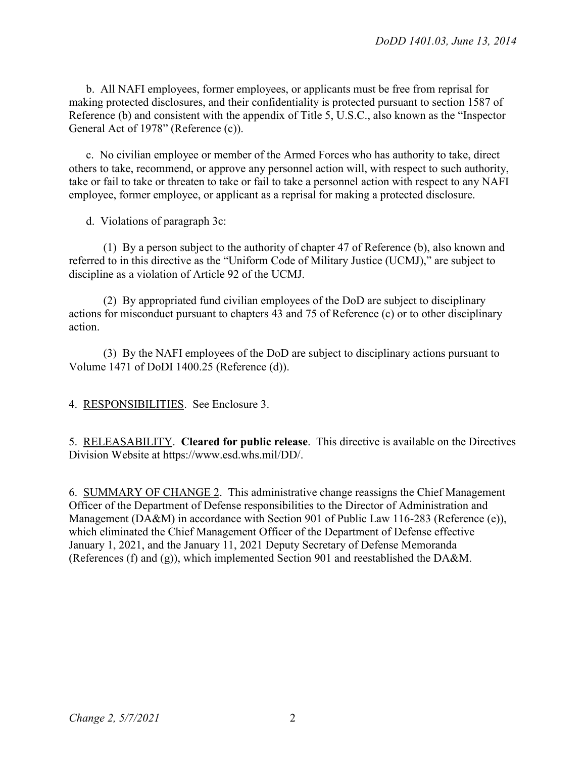b. All NAFI employees, former employees, or applicants must be free from reprisal for making protected disclosures, and their confidentiality is protected pursuant to section 1587 of Reference (b) and consistent with the appendix of Title 5, U.S.C., also known as the "Inspector General Act of 1978" (Reference (c)).

c. No civilian employee or member of the Armed Forces who has authority to take, direct others to take, recommend, or approve any personnel action will, with respect to such authority, take or fail to take or threaten to take or fail to take a personnel action with respect to any NAFI employee, former employee, or applicant as a reprisal for making a protected disclosure.

d. Violations of paragraph 3c:

(1) By a person subject to the authority of chapter 47 of Reference (b), also known and referred to in this directive as the "Uniform Code of Military Justice (UCMJ)," are subject to discipline as a violation of Article 92 of the UCMJ.

(2) By appropriated fund civilian employees of the DoD are subject to disciplinary actions for misconduct pursuant to chapters 43 and 75 of Reference (c) or to other disciplinary action.

(3) By the NAFI employees of the DoD are subject to disciplinary actions pursuant to Volume 1471 of DoDI 1400.25 (Reference (d)).

4. RESPONSIBILITIES. See Enclosure 3.

5. RELEASABILITY. **Cleared for public release**. This directive is available on the Directives Division Website at https://www.esd.whs.mil/DD/.

6. SUMMARY OF CHANGE 2. This administrative change reassigns the Chief Management Officer of the Department of Defense responsibilities to the Director of Administration and Management (DA&M) in accordance with Section 901 of Public Law 116-283 (Reference (e)), which eliminated the Chief Management Officer of the Department of Defense effective January 1, 2021, and the January 11, 2021 Deputy Secretary of Defense Memoranda (References (f) and (g)), which implemented Section 901 and reestablished the DA&M.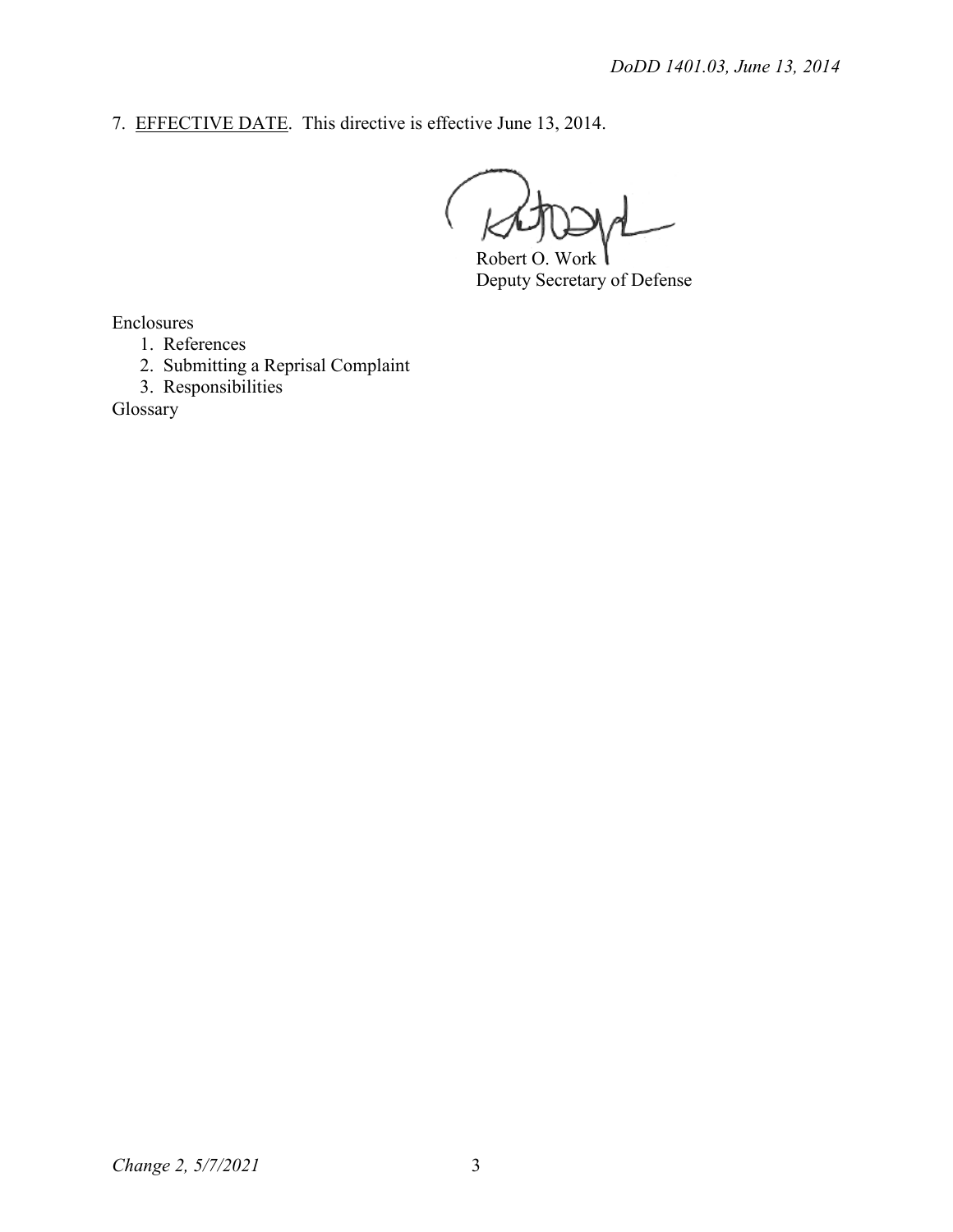7. <u>EFFECTIVE DATE</u>. This directive is effective June 13, 2014.

Robert O. Work
Deputy Secretary of Defense

Enclosures
1. References
2. Submitting a Reprisal Complaint
3. Responsibilities

Glossary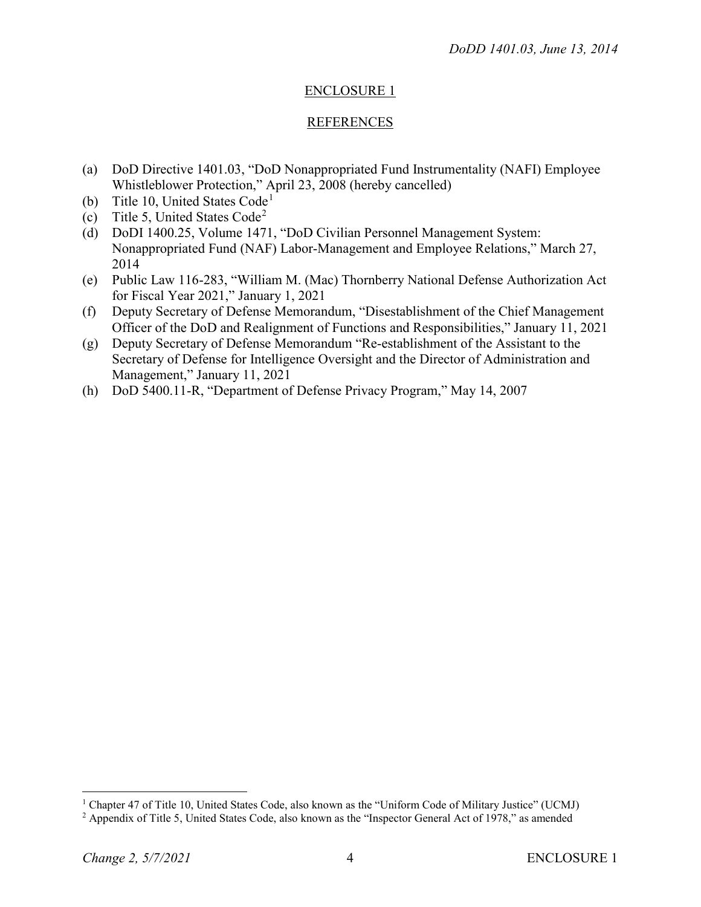## ENCLOSURE 1

## REFERENCES

(a) DoD Directive 1401.03, "DoD Nonappropriated Fund Instrumentality (NAFI) Employee Whistleblower Protection," April 23, 2008 (hereby cancelled)
(b) Title 10, United States Code[1]
(c) Title 5, United States Code[2]
(d) DoDI 1400.25, Volume 1471, "DoD Civilian Personnel Management System: Nonappropriated Fund (NAF) Labor-Management and Employee Relations," March 27, 2014
(e) Public Law 116-283, "William M. (Mac) Thornberry National Defense Authorization Act for Fiscal Year 2021," January 1, 2021
(f) Deputy Secretary of Defense Memorandum, "Disestablishment of the Chief Management Officer of the DoD and Realignment of Functions and Responsibilities," January 11, 2021
(g) Deputy Secretary of Defense Memorandum "Re-establishment of the Assistant to the Secretary of Defense for Intelligence Oversight and the Director of Administration and Management," January 11, 2021
(h) DoD 5400.11-R, "Department of Defense Privacy Program," May 14, 2007

---

[1] Chapter 47 of Title 10, United States Code, also known as the "Uniform Code of Military Justice" (UCMJ)

[2] Appendix of Title 5, United States Code, also known as the "Inspector General Act of 1978," as amended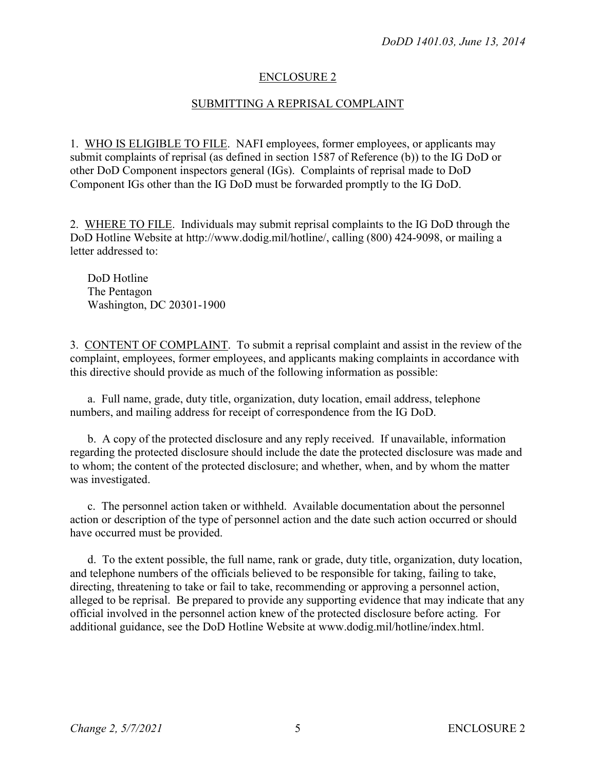## ENCLOSURE 2

## SUBMITTING A REPRISAL COMPLAINT

1. WHO IS ELIGIBLE TO FILE. NAFI employees, former employees, or applicants may submit complaints of reprisal (as defined in section 1587 of Reference (b)) to the IG DoD or other DoD Component inspectors general (IGs). Complaints of reprisal made to DoD Component IGs other than the IG DoD must be forwarded promptly to the IG DoD.

2. WHERE TO FILE. Individuals may submit reprisal complaints to the IG DoD through the DoD Hotline Website at http://www.dodig.mil/hotline/, calling (800) 424-9098, or mailing a letter addressed to:

DoD Hotline
The Pentagon
Washington, DC 20301-1900

3. CONTENT OF COMPLAINT. To submit a reprisal complaint and assist in the review of the complaint, employees, former employees, and applicants making complaints in accordance with this directive should provide as much of the following information as possible:

a. Full name, grade, duty title, organization, duty location, email address, telephone numbers, and mailing address for receipt of correspondence from the IG DoD.

b. A copy of the protected disclosure and any reply received. If unavailable, information regarding the protected disclosure should include the date the protected disclosure was made and to whom; the content of the protected disclosure; and whether, when, and by whom the matter was investigated.

c. The personnel action taken or withheld. Available documentation about the personnel action or description of the type of personnel action and the date such action occurred or should have occurred must be provided.

d. To the extent possible, the full name, rank or grade, duty title, organization, duty location, and telephone numbers of the officials believed to be responsible for taking, failing to take, directing, threatening to take or fail to take, recommending or approving a personnel action, alleged to be reprisal. Be prepared to provide any supporting evidence that may indicate that any official involved in the personnel action knew of the protected disclosure before acting. For additional guidance, see the DoD Hotline Website at www.dodig.mil/hotline/index.html.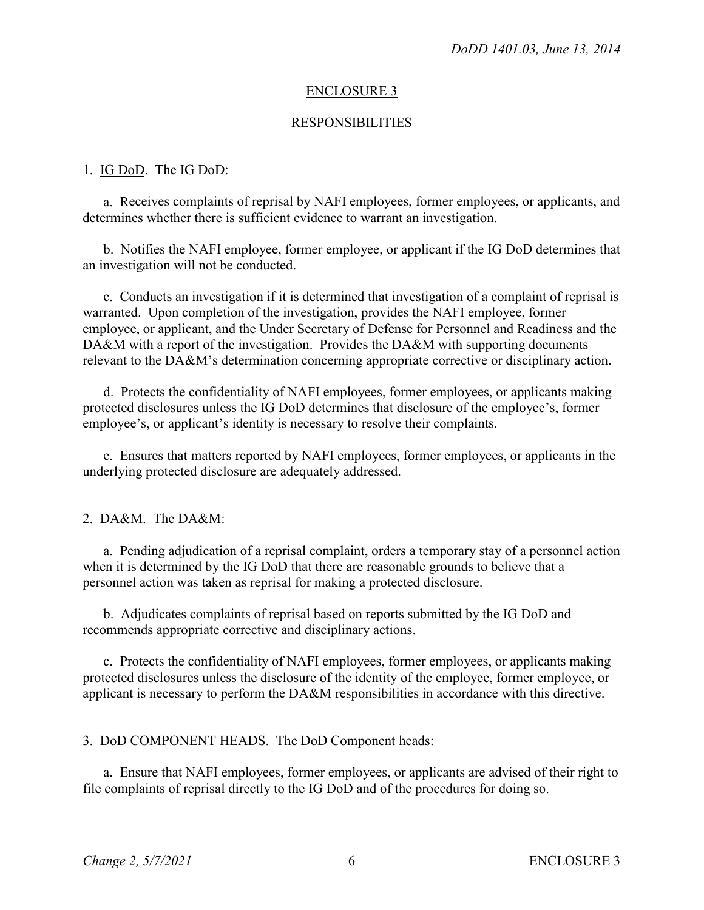## ENCLOSURE 3

## RESPONSIBILITIES

1. IG DoD. The IG DoD:

a. Receives complaints of reprisal by NAFI employees, former employees, or applicants, and determines whether there is sufficient evidence to warrant an investigation.

b. Notifies the NAFI employee, former employee, or applicant if the IG DoD determines that an investigation will not be conducted.

c. Conducts an investigation if it is determined that investigation of a complaint of reprisal is warranted. Upon completion of the investigation, provides the NAFI employee, former employee, or applicant, and the Under Secretary of Defense for Personnel and Readiness and the DA&M with a report of the investigation. Provides the DA&M with supporting documents relevant to the DA&M's determination concerning appropriate corrective or disciplinary action.

d. Protects the confidentiality of NAFI employees, former employees, or applicants making protected disclosures unless the IG DoD determines that disclosure of the employee's, former employee's, or applicant's identity is necessary to resolve their complaints.

e. Ensures that matters reported by NAFI employees, former employees, or applicants in the underlying protected disclosure are adequately addressed.

2. DA&M. The DA&M:

a. Pending adjudication of a reprisal complaint, orders a temporary stay of a personnel action when it is determined by the IG DoD that there are reasonable grounds to believe that a personnel action was taken as reprisal for making a protected disclosure.

b. Adjudicates complaints of reprisal based on reports submitted by the IG DoD and recommends appropriate corrective and disciplinary actions.

c. Protects the confidentiality of NAFI employees, former employees, or applicants making protected disclosures unless the disclosure of the identity of the employee, former employee, or applicant is necessary to perform the DA&M responsibilities in accordance with this directive.

3. DoD COMPONENT HEADS. The DoD Component heads:

a. Ensure that NAFI employees, former employees, or applicants are advised of their right to file complaints of reprisal directly to the IG DoD and of the procedures for doing so.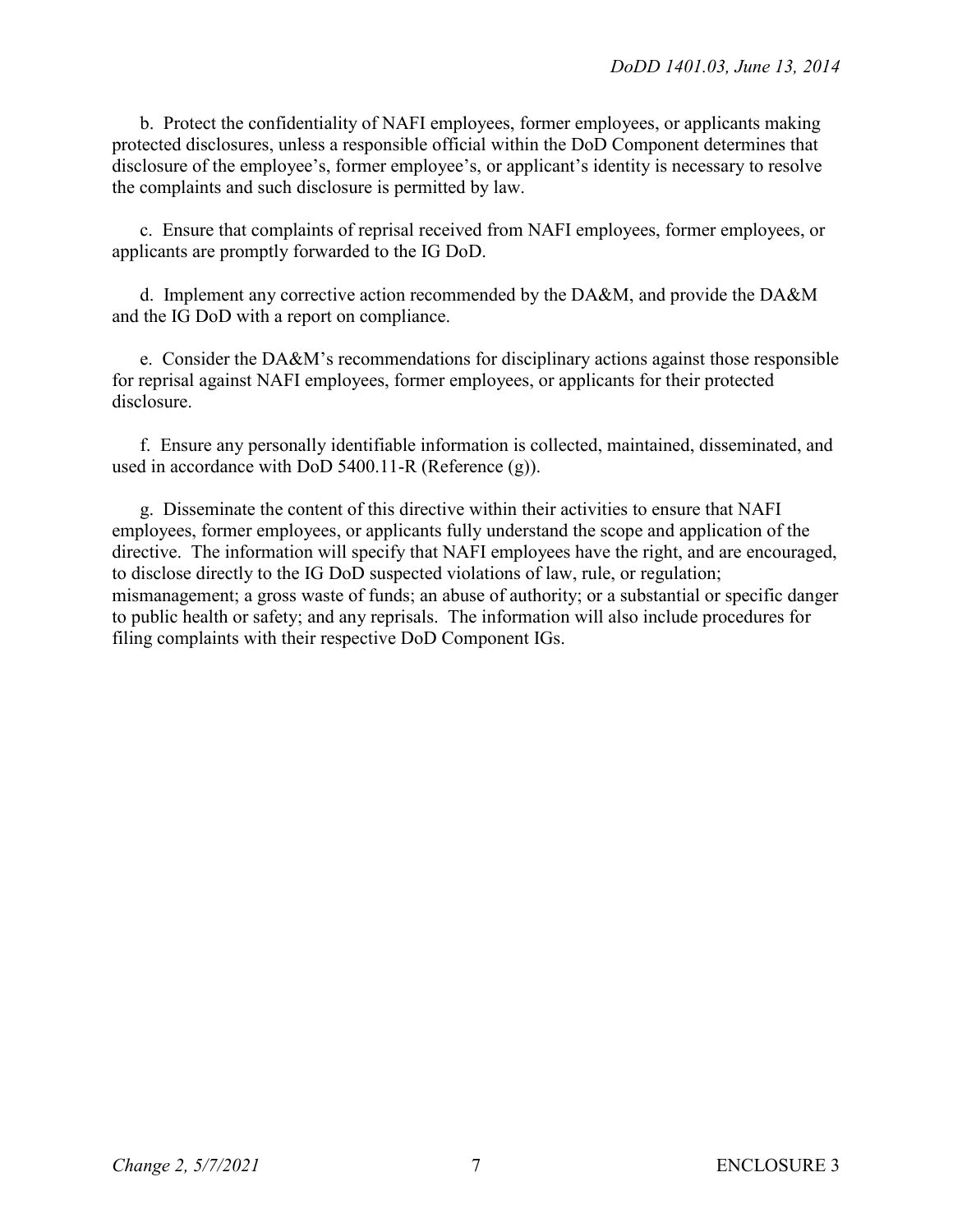b. Protect the confidentiality of NAFI employees, former employees, or applicants making protected disclosures, unless a responsible official within the DoD Component determines that disclosure of the employee's, former employee's, or applicant's identity is necessary to resolve the complaints and such disclosure is permitted by law.

c. Ensure that complaints of reprisal received from NAFI employees, former employees, or applicants are promptly forwarded to the IG DoD.

d. Implement any corrective action recommended by the DA&M, and provide the DA&M and the IG DoD with a report on compliance.

e. Consider the DA&M's recommendations for disciplinary actions against those responsible for reprisal against NAFI employees, former employees, or applicants for their protected disclosure.

f. Ensure any personally identifiable information is collected, maintained, disseminated, and used in accordance with DoD 5400.11-R (Reference (g)).

g. Disseminate the content of this directive within their activities to ensure that NAFI employees, former employees, or applicants fully understand the scope and application of the directive. The information will specify that NAFI employees have the right, and are encouraged, to disclose directly to the IG DoD suspected violations of law, rule, or regulation; mismanagement; a gross waste of funds; an abuse of authority; or a substantial or specific danger to public health or safety; and any reprisals. The information will also include procedures for filing complaints with their respective DoD Component IGs.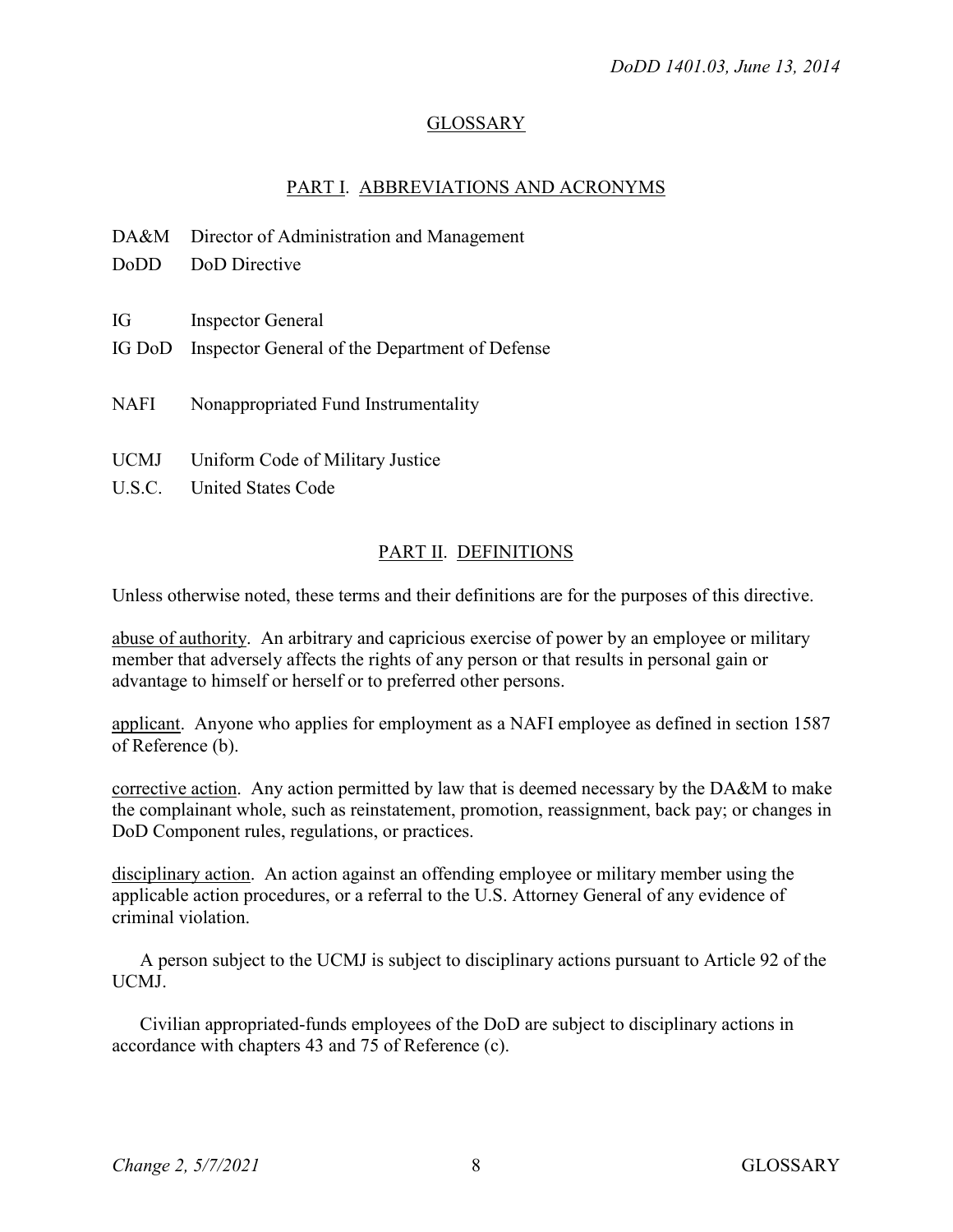## GLOSSARY

### PART I. ABBREVIATIONS AND ACRONYMS

| | |
|---|---|
| DA&M | Director of Administration and Management |
| DoDD | DoD Directive |
| IG | Inspector General |
| IG DoD | Inspector General of the Department of Defense |
| NAFI | Nonappropriated Fund Instrumentality |
| UCMJ | Uniform Code of Military Justice |
| U.S.C. | United States Code |

### PART II. DEFINITIONS

Unless otherwise noted, these terms and their definitions are for the purposes of this directive.

abuse of authority. An arbitrary and capricious exercise of power by an employee or military member that adversely affects the rights of any person or that results in personal gain or advantage to himself or herself or to preferred other persons.

applicant. Anyone who applies for employment as a NAFI employee as defined in section 1587 of Reference (b).

corrective action. Any action permitted by law that is deemed necessary by the DA&M to make the complainant whole, such as reinstatement, promotion, reassignment, back pay; or changes in DoD Component rules, regulations, or practices.

disciplinary action. An action against an offending employee or military member using the applicable action procedures, or a referral to the U.S. Attorney General of any evidence of criminal violation.

A person subject to the UCMJ is subject to disciplinary actions pursuant to Article 92 of the UCMJ.

Civilian appropriated-funds employees of the DoD are subject to disciplinary actions in accordance with chapters 43 and 75 of Reference (c).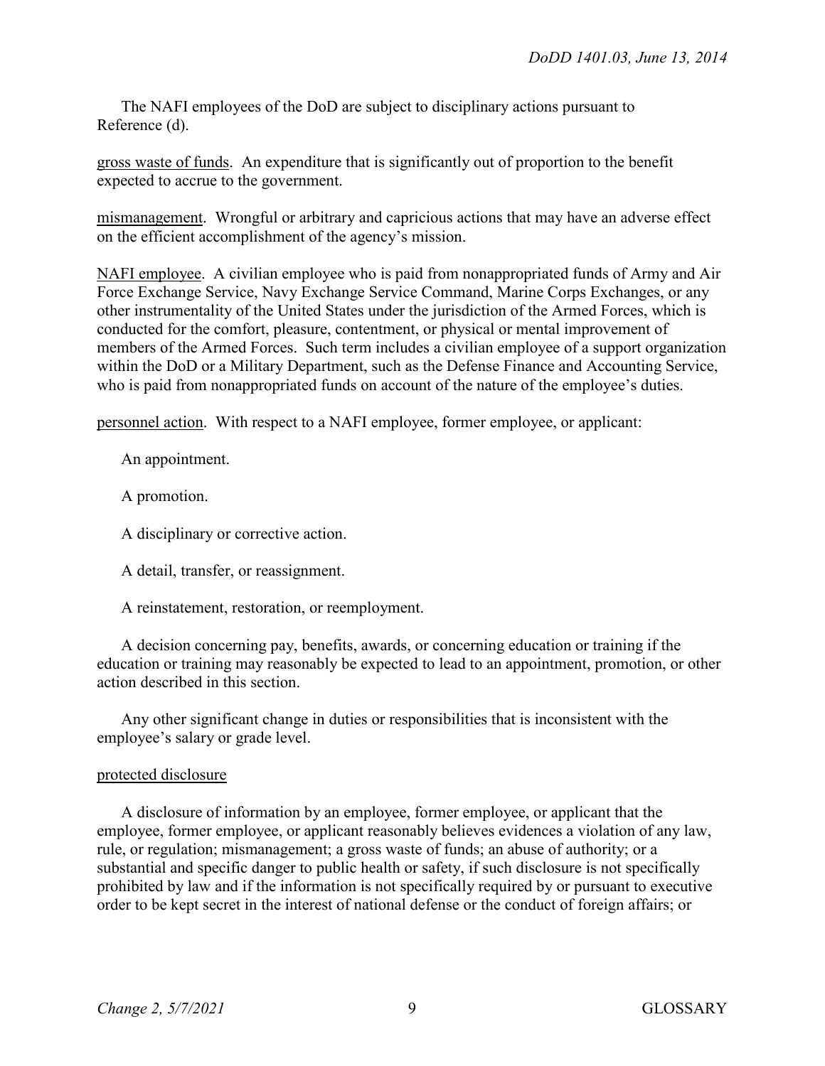The NAFI employees of the DoD are subject to disciplinary actions pursuant to Reference (d).

gross waste of funds. An expenditure that is significantly out of proportion to the benefit expected to accrue to the government.

mismanagement. Wrongful or arbitrary and capricious actions that may have an adverse effect on the efficient accomplishment of the agency's mission.

NAFI employee. A civilian employee who is paid from nonappropriated funds of Army and Air Force Exchange Service, Navy Exchange Service Command, Marine Corps Exchanges, or any other instrumentality of the United States under the jurisdiction of the Armed Forces, which is conducted for the comfort, pleasure, contentment, or physical or mental improvement of members of the Armed Forces. Such term includes a civilian employee of a support organization within the DoD or a Military Department, such as the Defense Finance and Accounting Service, who is paid from nonappropriated funds on account of the nature of the employee's duties.

personnel action. With respect to a NAFI employee, former employee, or applicant:

An appointment.

A promotion.

A disciplinary or corrective action.

A detail, transfer, or reassignment.

A reinstatement, restoration, or reemployment.

A decision concerning pay, benefits, awards, or concerning education or training if the education or training may reasonably be expected to lead to an appointment, promotion, or other action described in this section.

Any other significant change in duties or responsibilities that is inconsistent with the employee's salary or grade level.

protected disclosure

A disclosure of information by an employee, former employee, or applicant that the employee, former employee, or applicant reasonably believes evidences a violation of any law, rule, or regulation; mismanagement; a gross waste of funds; an abuse of authority; or a substantial and specific danger to public health or safety, if such disclosure is not specifically prohibited by law and if the information is not specifically required by or pursuant to executive order to be kept secret in the interest of national defense or the conduct of foreign affairs; or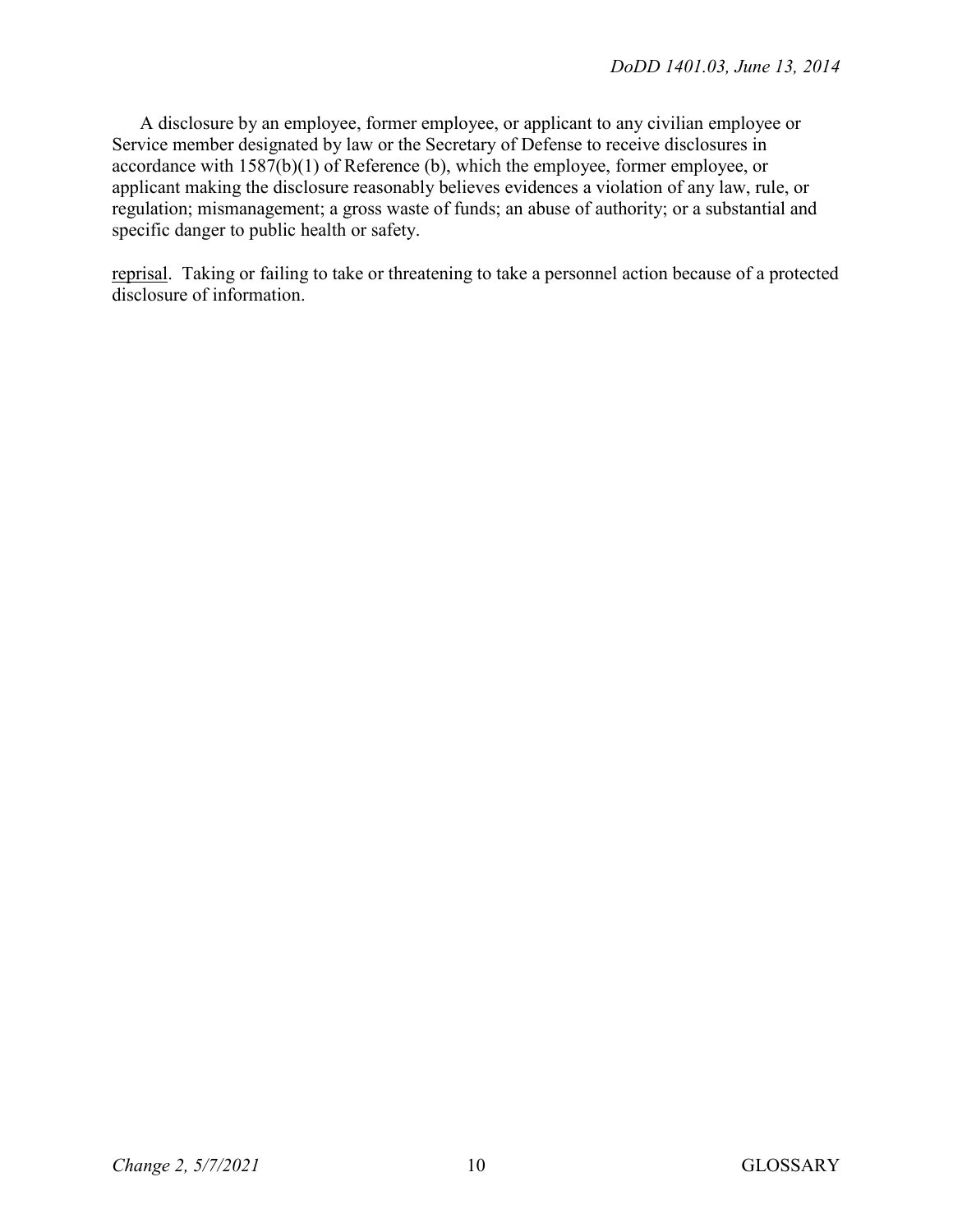A disclosure by an employee, former employee, or applicant to any civilian employee or Service member designated by law or the Secretary of Defense to receive disclosures in accordance with 1587(b)(1) of Reference (b), which the employee, former employee, or applicant making the disclosure reasonably believes evidences a violation of any law, rule, or regulation; mismanagement; a gross waste of funds; an abuse of authority; or a substantial and specific danger to public health or safety.

reprisal. Taking or failing to take or threatening to take a personnel action because of a protected disclosure of information.